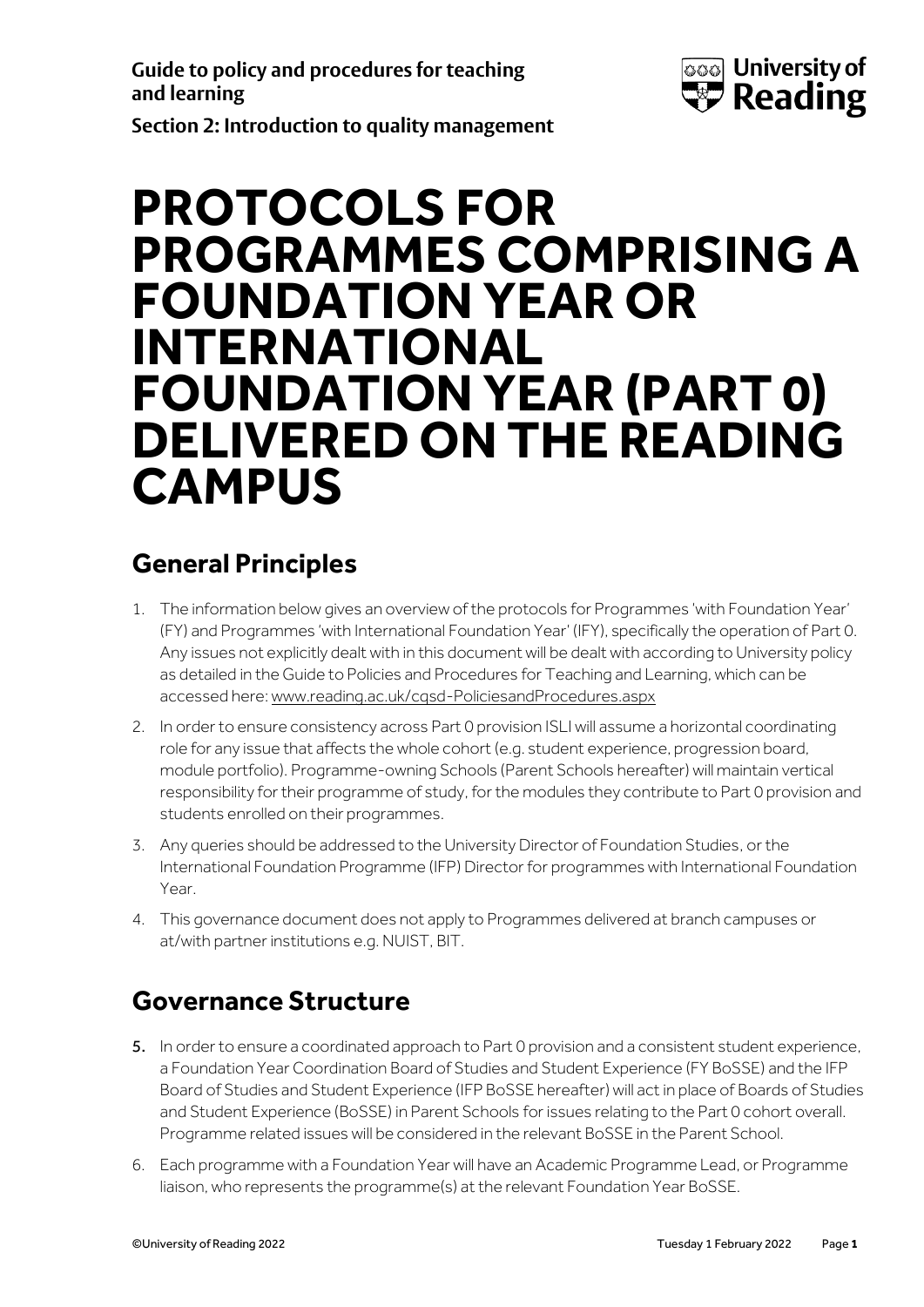Guide to policy and procedures for teaching and learning

Section 2: Introduction to quality management

# PROTOCOLS FOR PROGRAMMES COMPRISING A FOUNDATION YEAR OR INTERNATIONAL FOUNDATION YEAR (PART 0) DELIVERED ON THE READING CAMPUS

## General Principles

1. The information below gives an overview of the protocols for Programmes 'with Foundation Year' (FY) and Programmes 'with International Foundation Year' (IFY), specifically the operation of Part 0. Any issues not explicitly dealt with in this document will be dealt with according to University policy as detailed in the Guide to Policies and Procedures for Teaching and Learning, which can be accessed here: www.reading.ac.uk/cqsd-PoliciesandProcedures.aspx
2. In order to ensure consistency across Part 0 provision ISLI will assume a horizontal coordinating role for any issue that affects the whole cohort (e.g. student experience, progression board, module portfolio). Programme-owning Schools (Parent Schools hereafter) will maintain vertical responsibility for their programme of study, for the modules they contribute to Part 0 provision and students enrolled on their programmes.
3. Any queries should be addressed to the University Director of Foundation Studies, or the International Foundation Programme (IFP) Director for programmes with International Foundation Year.
4. This governance document does not apply to Programmes delivered at branch campuses or at/with partner institutions e.g. NUIST, BIT.

## Governance Structure

5. In order to ensure a coordinated approach to Part 0 provision and a consistent student experience, a Foundation Year Coordination Board of Studies and Student Experience (FY BoSSE) and the IFP Board of Studies and Student Experience (IFP BoSSE hereafter) will act in place of Boards of Studies and Student Experience (BoSSE) in Parent Schools for issues relating to the Part 0 cohort overall. Programme related issues will be considered in the relevant BoSSE in the Parent School.
6. Each programme with a Foundation Year will have an Academic Programme Lead, or Programme liaison, who represents the programme(s) at the relevant Foundation Year BoSSE.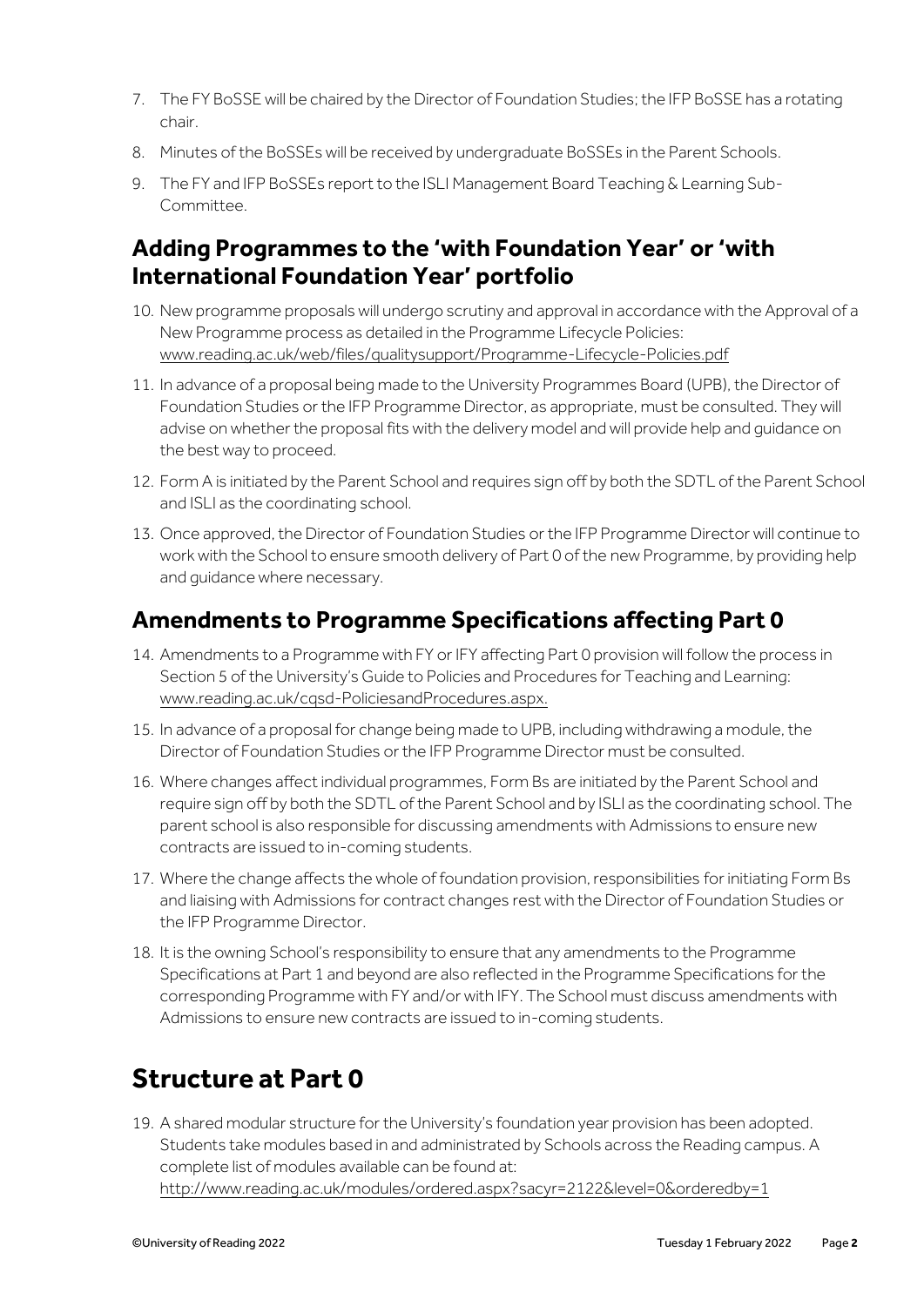7. The FY BoSSE will be chaired by the Director of Foundation Studies; the IFP BoSSE has a rotating chair.
8. Minutes of the BoSSEs will be received by undergraduate BoSSEs in the Parent Schools.
9. The FY and IFP BoSSEs report to the ISLI Management Board Teaching & Learning Sub-Committee.

## Adding Programmes to the 'with Foundation Year' or 'with International Foundation Year' portfolio

10. New programme proposals will undergo scrutiny and approval in accordance with the Approval of a New Programme process as detailed in the Programme Lifecycle Policies: www.reading.ac.uk/web/files/qualitysupport/Programme-Lifecycle-Policies.pdf
11. In advance of a proposal being made to the University Programmes Board (UPB), the Director of Foundation Studies or the IFP Programme Director, as appropriate, must be consulted. They will advise on whether the proposal fits with the delivery model and will provide help and guidance on the best way to proceed.
12. Form A is initiated by the Parent School and requires sign off by both the SDTL of the Parent School and ISLI as the coordinating school.
13. Once approved, the Director of Foundation Studies or the IFP Programme Director will continue to work with the School to ensure smooth delivery of Part 0 of the new Programme, by providing help and guidance where necessary.

## Amendments to Programme Specifications affecting Part 0

14. Amendments to a Programme with FY or IFY affecting Part 0 provision will follow the process in Section 5 of the University's Guide to Policies and Procedures for Teaching and Learning: www.reading.ac.uk/cqsd-PoliciesandProcedures.aspx.
15. In advance of a proposal for change being made to UPB, including withdrawing a module, the Director of Foundation Studies or the IFP Programme Director must be consulted.
16. Where changes affect individual programmes, Form Bs are initiated by the Parent School and require sign off by both the SDTL of the Parent School and by ISLI as the coordinating school. The parent school is also responsible for discussing amendments with Admissions to ensure new contracts are issued to in-coming students.
17. Where the change affects the whole of foundation provision, responsibilities for initiating Form Bs and liaising with Admissions for contract changes rest with the Director of Foundation Studies or the IFP Programme Director.
18. It is the owning School's responsibility to ensure that any amendments to the Programme Specifications at Part 1 and beyond are also reflected in the Programme Specifications for the corresponding Programme with FY and/or with IFY. The School must discuss amendments with Admissions to ensure new contracts are issued to in-coming students.

# Structure at Part 0

19. A shared modular structure for the University's foundation year provision has been adopted. Students take modules based in and administrated by Schools across the Reading campus. A complete list of modules available can be found at: http://www.reading.ac.uk/modules/ordered.aspx?sacyr=2122&level=0&orderedby=1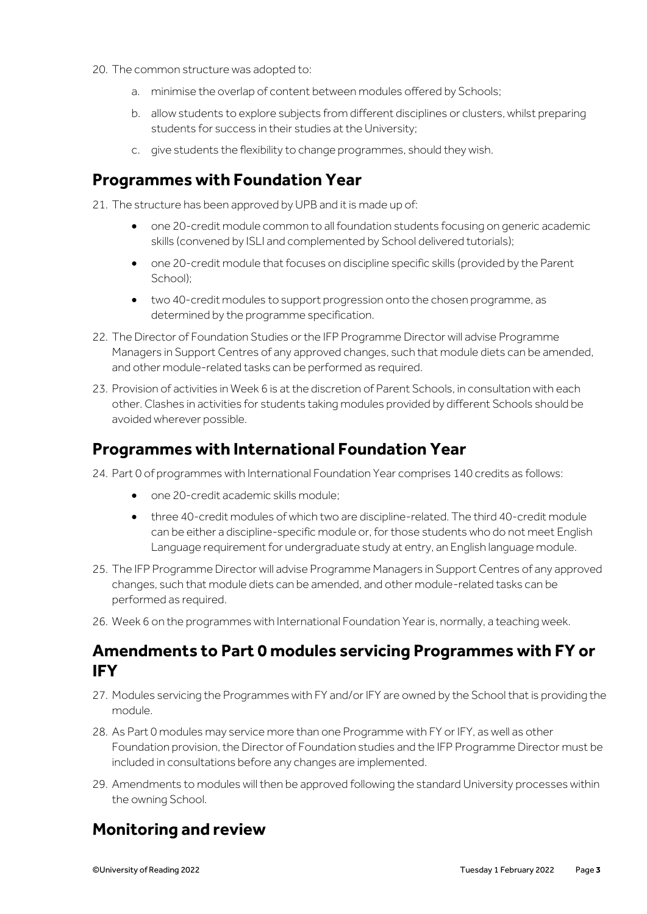20. The common structure was adopted to:

    a. minimise the overlap of content between modules offered by Schools;

    b. allow students to explore subjects from different disciplines or clusters, whilst preparing students for success in their studies at the University;

    c. give students the flexibility to change programmes, should they wish.

## Programmes with Foundation Year

21. The structure has been approved by UPB and it is made up of:

    - one 20-credit module common to all foundation students focusing on generic academic skills (convened by ISLI and complemented by School delivered tutorials);
    - one 20-credit module that focuses on discipline specific skills (provided by the Parent School);
    - two 40-credit modules to support progression onto the chosen programme, as determined by the programme specification.

22. The Director of Foundation Studies or the IFP Programme Director will advise Programme Managers in Support Centres of any approved changes, such that module diets can be amended, and other module-related tasks can be performed as required.

23. Provision of activities in Week 6 is at the discretion of Parent Schools, in consultation with each other. Clashes in activities for students taking modules provided by different Schools should be avoided wherever possible.

## Programmes with International Foundation Year

24. Part 0 of programmes with International Foundation Year comprises 140 credits as follows:

    - one 20-credit academic skills module;
    - three 40-credit modules of which two are discipline-related. The third 40-credit module can be either a discipline-specific module or, for those students who do not meet English Language requirement for undergraduate study at entry, an English language module.

25. The IFP Programme Director will advise Programme Managers in Support Centres of any approved changes, such that module diets can be amended, and other module-related tasks can be performed as required.

26. Week 6 on the programmes with International Foundation Year is, normally, a teaching week.

## Amendments to Part 0 modules servicing Programmes with FY or IFY

27. Modules servicing the Programmes with FY and/or IFY are owned by the School that is providing the module.

28. As Part 0 modules may service more than one Programme with FY or IFY, as well as other Foundation provision, the Director of Foundation studies and the IFP Programme Director must be included in consultations before any changes are implemented.

29. Amendments to modules will then be approved following the standard University processes within the owning School.

## Monitoring and review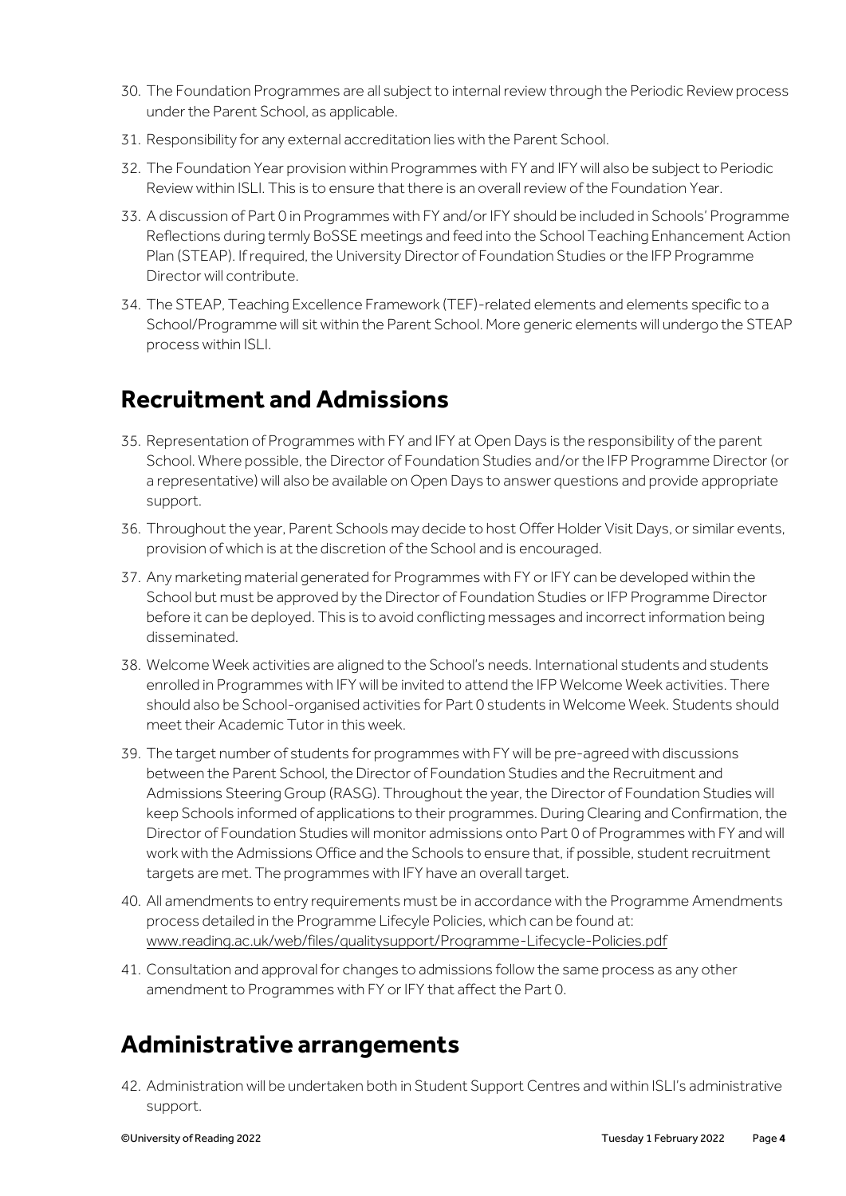30. The Foundation Programmes are all subject to internal review through the Periodic Review process under the Parent School, as applicable.
31. Responsibility for any external accreditation lies with the Parent School.
32. The Foundation Year provision within Programmes with FY and IFY will also be subject to Periodic Review within ISLI. This is to ensure that there is an overall review of the Foundation Year.
33. A discussion of Part 0 in Programmes with FY and/or IFY should be included in Schools' Programme Reflections during termly BoSSE meetings and feed into the School Teaching Enhancement Action Plan (STEAP). If required, the University Director of Foundation Studies or the IFP Programme Director will contribute.
34. The STEAP, Teaching Excellence Framework (TEF)-related elements and elements specific to a School/Programme will sit within the Parent School. More generic elements will undergo the STEAP process within ISLI.

## Recruitment and Admissions

35. Representation of Programmes with FY and IFY at Open Days is the responsibility of the parent School. Where possible, the Director of Foundation Studies and/or the IFP Programme Director (or a representative) will also be available on Open Days to answer questions and provide appropriate support.
36. Throughout the year, Parent Schools may decide to host Offer Holder Visit Days, or similar events, provision of which is at the discretion of the School and is encouraged.
37. Any marketing material generated for Programmes with FY or IFY can be developed within the School but must be approved by the Director of Foundation Studies or IFP Programme Director before it can be deployed. This is to avoid conflicting messages and incorrect information being disseminated.
38. Welcome Week activities are aligned to the School's needs. International students and students enrolled in Programmes with IFY will be invited to attend the IFP Welcome Week activities. There should also be School-organised activities for Part 0 students in Welcome Week. Students should meet their Academic Tutor in this week.
39. The target number of students for programmes with FY will be pre-agreed with discussions between the Parent School, the Director of Foundation Studies and the Recruitment and Admissions Steering Group (RASG). Throughout the year, the Director of Foundation Studies will keep Schools informed of applications to their programmes. During Clearing and Confirmation, the Director of Foundation Studies will monitor admissions onto Part 0 of Programmes with FY and will work with the Admissions Office and the Schools to ensure that, if possible, student recruitment targets are met. The programmes with IFY have an overall target.
40. All amendments to entry requirements must be in accordance with the Programme Amendments process detailed in the Programme Lifecyle Policies, which can be found at: www.reading.ac.uk/web/files/qualitysupport/Programme-Lifecycle-Policies.pdf
41. Consultation and approval for changes to admissions follow the same process as any other amendment to Programmes with FY or IFY that affect the Part 0.

## Administrative arrangements

42. Administration will be undertaken both in Student Support Centres and within ISLI's administrative support.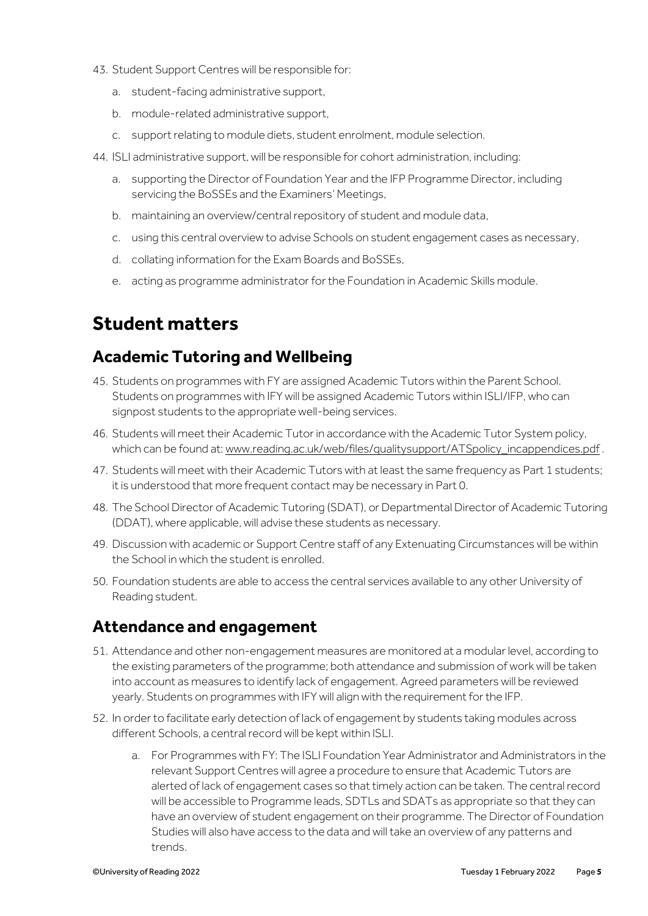43. Student Support Centres will be responsible for:
    a. student-facing administrative support,
    b. module-related administrative support,
    c. support relating to module diets, student enrolment, module selection.
44. ISLI administrative support, will be responsible for cohort administration, including:
    a. supporting the Director of Foundation Year and the IFP Programme Director, including servicing the BoSSEs and the Examiners' Meetings,
    b. maintaining an overview/central repository of student and module data,
    c. using this central overview to advise Schools on student engagement cases as necessary,
    d. collating information for the Exam Boards and BoSSEs,
    e. acting as programme administrator for the Foundation in Academic Skills module.

# Student matters

## Academic Tutoring and Wellbeing

45. Students on programmes with FY are assigned Academic Tutors within the Parent School. Students on programmes with IFY will be assigned Academic Tutors within ISLI/IFP, who can signpost students to the appropriate well-being services.
46. Students will meet their Academic Tutor in accordance with the Academic Tutor System policy, which can be found at: www.reading.ac.uk/web/files/qualitysupport/ATSpolicy_incappendices.pdf .
47. Students will meet with their Academic Tutors with at least the same frequency as Part 1 students; it is understood that more frequent contact may be necessary in Part 0.
48. The School Director of Academic Tutoring (SDAT), or Departmental Director of Academic Tutoring (DDAT), where applicable, will advise these students as necessary.
49. Discussion with academic or Support Centre staff of any Extenuating Circumstances will be within the School in which the student is enrolled.
50. Foundation students are able to access the central services available to any other University of Reading student.

## Attendance and engagement

51. Attendance and other non-engagement measures are monitored at a modular level, according to the existing parameters of the programme; both attendance and submission of work will be taken into account as measures to identify lack of engagement. Agreed parameters will be reviewed yearly. Students on programmes with IFY will align with the requirement for the IFP.
52. In order to facilitate early detection of lack of engagement by students taking modules across different Schools, a central record will be kept within ISLI.
    a. For Programmes with FY: The ISLI Foundation Year Administrator and Administrators in the relevant Support Centres will agree a procedure to ensure that Academic Tutors are alerted of lack of engagement cases so that timely action can be taken. The central record will be accessible to Programme leads, SDTLs and SDATs as appropriate so that they can have an overview of student engagement on their programme. The Director of Foundation Studies will also have access to the data and will take an overview of any patterns and trends.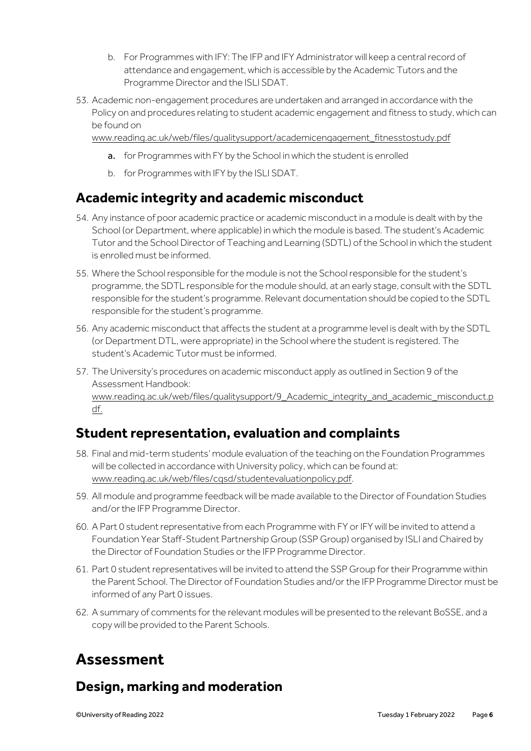b. For Programmes with IFY: The IFP and IFY Administrator will keep a central record of attendance and engagement, which is accessible by the Academic Tutors and the Programme Director and the ISLI SDAT.

53. Academic non-engagement procedures are undertaken and arranged in accordance with the Policy on and procedures relating to student academic engagement and fitness to study, which can be found on www.reading.ac.uk/web/files/qualitysupport/academicengagement_fitnesstostudy.pdf

    a. for Programmes with FY by the School in which the student is enrolled

    b. for Programmes with IFY by the ISLI SDAT.

## Academic integrity and academic misconduct

54. Any instance of poor academic practice or academic misconduct in a module is dealt with by the School (or Department, where applicable) in which the module is based. The student's Academic Tutor and the School Director of Teaching and Learning (SDTL) of the School in which the student is enrolled must be informed.

55. Where the School responsible for the module is not the School responsible for the student's programme, the SDTL responsible for the module should, at an early stage, consult with the SDTL responsible for the student's programme. Relevant documentation should be copied to the SDTL responsible for the student's programme.

56. Any academic misconduct that affects the student at a programme level is dealt with by the SDTL (or Department DTL, were appropriate) in the School where the student is registered. The student's Academic Tutor must be informed.

57. The University's procedures on academic misconduct apply as outlined in Section 9 of the Assessment Handbook: www.reading.ac.uk/web/files/qualitysupport/9_Academic_integrity_and_academic_misconduct.pdf.

## Student representation, evaluation and complaints

58. Final and mid-term students' module evaluation of the teaching on the Foundation Programmes will be collected in accordance with University policy, which can be found at: www.reading.ac.uk/web/files/cqsd/studentevaluationpolicy.pdf.

59. All module and programme feedback will be made available to the Director of Foundation Studies and/or the IFP Programme Director.

60. A Part 0 student representative from each Programme with FY or IFY will be invited to attend a Foundation Year Staff-Student Partnership Group (SSP Group) organised by ISLI and Chaired by the Director of Foundation Studies or the IFP Programme Director.

61. Part 0 student representatives will be invited to attend the SSP Group for their Programme within the Parent School. The Director of Foundation Studies and/or the IFP Programme Director must be informed of any Part 0 issues.

62. A summary of comments for the relevant modules will be presented to the relevant BoSSE, and a copy will be provided to the Parent Schools.

# Assessment

## Design, marking and moderation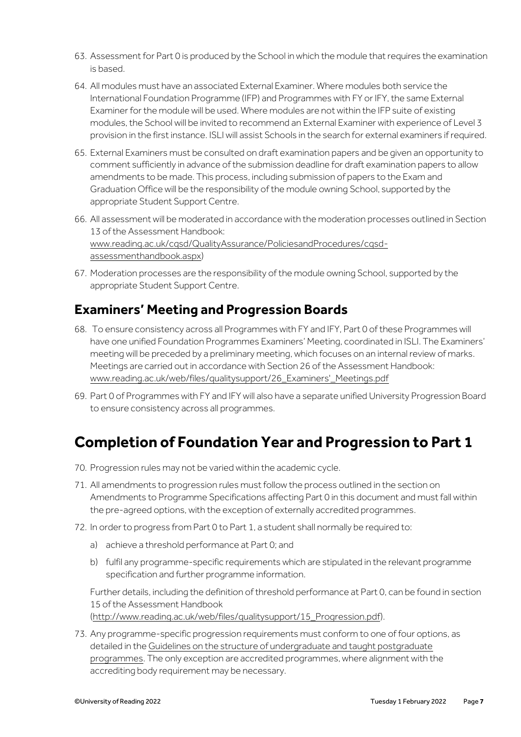63. Assessment for Part 0 is produced by the School in which the module that requires the examination is based.
64. All modules must have an associated External Examiner. Where modules both service the International Foundation Programme (IFP) and Programmes with FY or IFY, the same External Examiner for the module will be used. Where modules are not within the IFP suite of existing modules, the School will be invited to recommend an External Examiner with experience of Level 3 provision in the first instance. ISLI will assist Schools in the search for external examiners if required.
65. External Examiners must be consulted on draft examination papers and be given an opportunity to comment sufficiently in advance of the submission deadline for draft examination papers to allow amendments to be made. This process, including submission of papers to the Exam and Graduation Office will be the responsibility of the module owning School, supported by the appropriate Student Support Centre.
66. All assessment will be moderated in accordance with the moderation processes outlined in Section 13 of the Assessment Handbook: www.reading.ac.uk/cqsd/QualityAssurance/PoliciesandProcedures/cqsd-assessmenthandbook.aspx)
67. Moderation processes are the responsibility of the module owning School, supported by the appropriate Student Support Centre.

## Examiners' Meeting and Progression Boards

68. To ensure consistency across all Programmes with FY and IFY, Part 0 of these Programmes will have one unified Foundation Programmes Examiners' Meeting, coordinated in ISLI. The Examiners' meeting will be preceded by a preliminary meeting, which focuses on an internal review of marks. Meetings are carried out in accordance with Section 26 of the Assessment Handbook: www.reading.ac.uk/web/files/qualitysupport/26_Examiners'_Meetings.pdf
69. Part 0 of Programmes with FY and IFY will also have a separate unified University Progression Board to ensure consistency across all programmes.

# Completion of Foundation Year and Progression to Part 1

70. Progression rules may not be varied within the academic cycle.
71. All amendments to progression rules must follow the process outlined in the section on Amendments to Programme Specifications affecting Part 0 in this document and must fall within the pre-agreed options, with the exception of externally accredited programmes.
72. In order to progress from Part 0 to Part 1, a student shall normally be required to:
    a) achieve a threshold performance at Part 0; and
    b) fulfil any programme-specific requirements which are stipulated in the relevant programme specification and further programme information.

    Further details, including the definition of threshold performance at Part 0, can be found in section 15 of the Assessment Handbook (http://www.reading.ac.uk/web/files/qualitysupport/15_Progression.pdf).
73. Any programme-specific progression requirements must conform to one of four options, as detailed in the Guidelines on the structure of undergraduate and taught postgraduate programmes. The only exception are accredited programmes, where alignment with the accrediting body requirement may be necessary.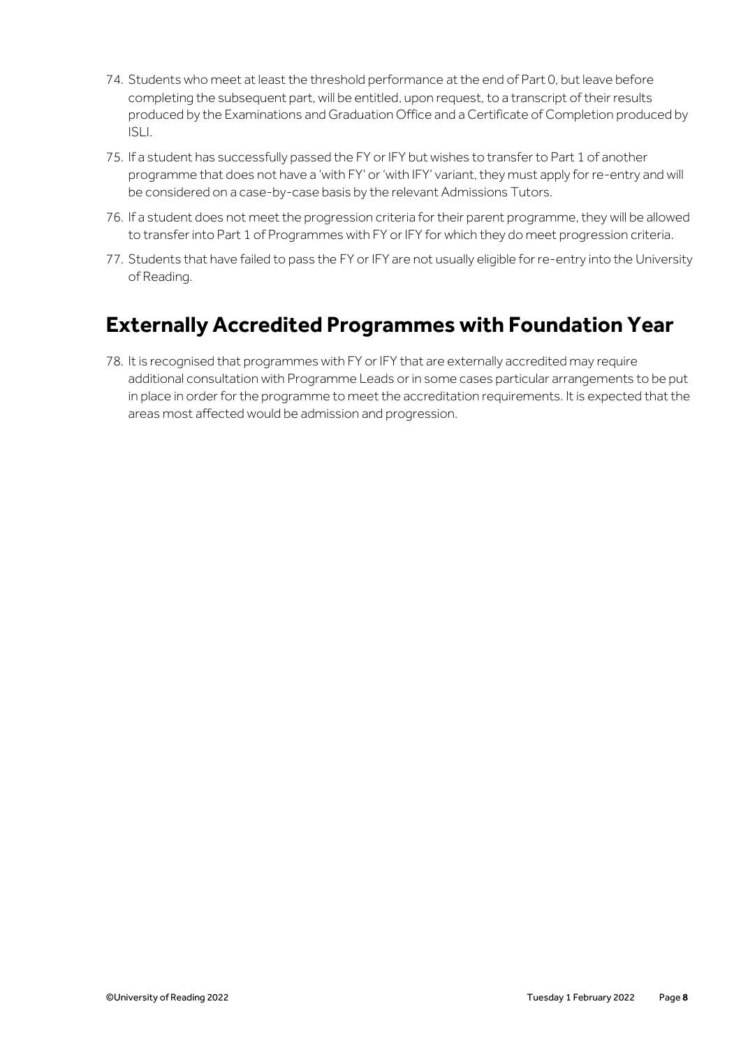74. Students who meet at least the threshold performance at the end of Part 0, but leave before completing the subsequent part, will be entitled, upon request, to a transcript of their results produced by the Examinations and Graduation Office and a Certificate of Completion produced by ISLI.
75. If a student has successfully passed the FY or IFY but wishes to transfer to Part 1 of another programme that does not have a 'with FY' or 'with IFY' variant, they must apply for re-entry and will be considered on a case-by-case basis by the relevant Admissions Tutors.
76. If a student does not meet the progression criteria for their parent programme, they will be allowed to transfer into Part 1 of Programmes with FY or IFY for which they do meet progression criteria.
77. Students that have failed to pass the FY or IFY are not usually eligible for re-entry into the University of Reading.

## Externally Accredited Programmes with Foundation Year

78. It is recognised that programmes with FY or IFY that are externally accredited may require additional consultation with Programme Leads or in some cases particular arrangements to be put in place in order for the programme to meet the accreditation requirements. It is expected that the areas most affected would be admission and progression.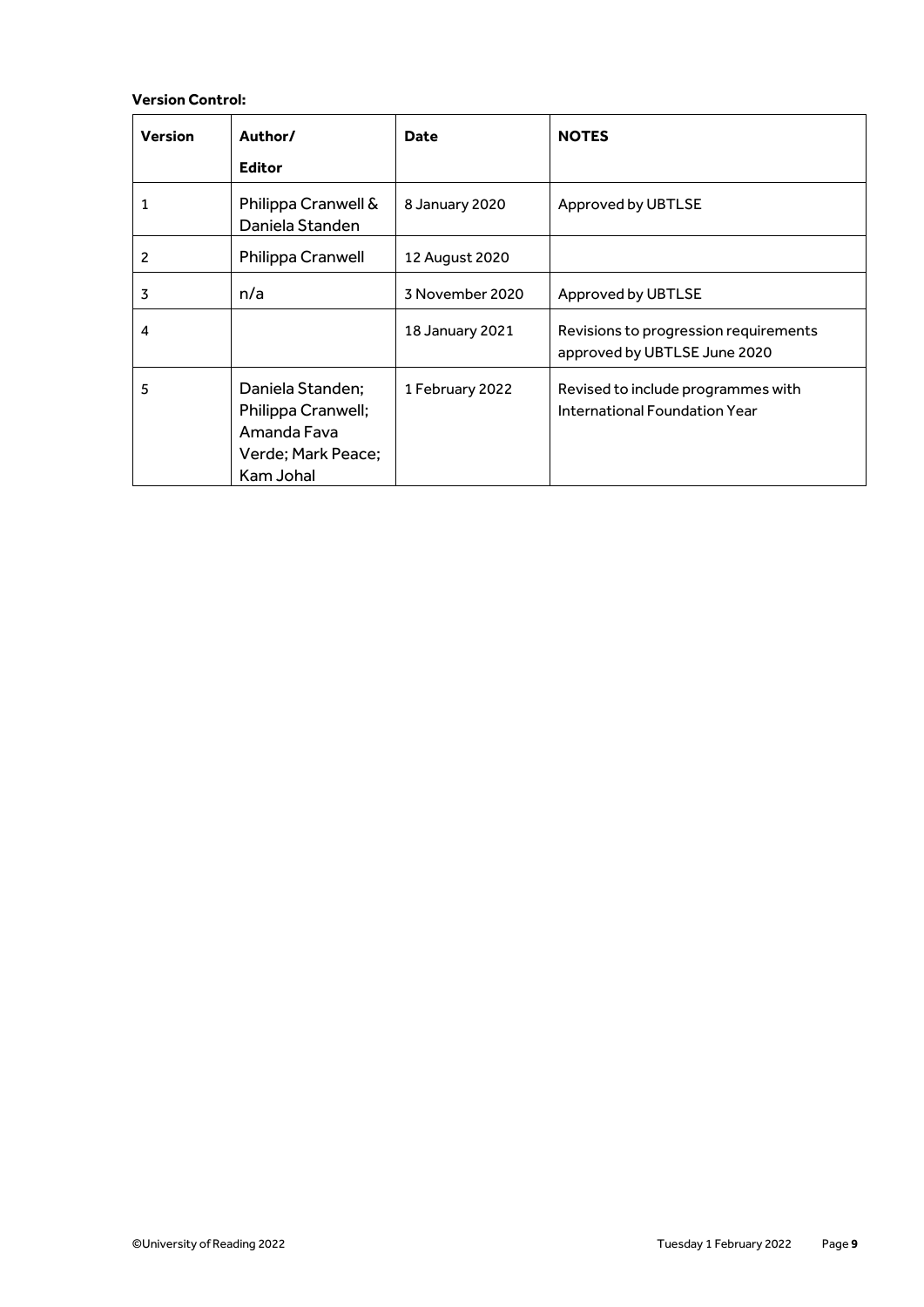**Version Control:**

| Version | Author/ Editor | Date | NOTES |
|---|---|---|---|
| 1 | Philippa Cranwell & Daniela Standen | 8 January 2020 | Approved by UBTLSE |
| 2 | Philippa Cranwell | 12 August 2020 | |
| 3 | n/a | 3 November 2020 | Approved by UBTLSE |
| 4 | | 18 January 2021 | Revisions to progression requirements approved by UBTLSE June 2020 |
| 5 | Daniela Standen; Philippa Cranwell; Amanda Fava Verde; Mark Peace; Kam Johal | 1 February 2022 | Revised to include programmes with International Foundation Year |